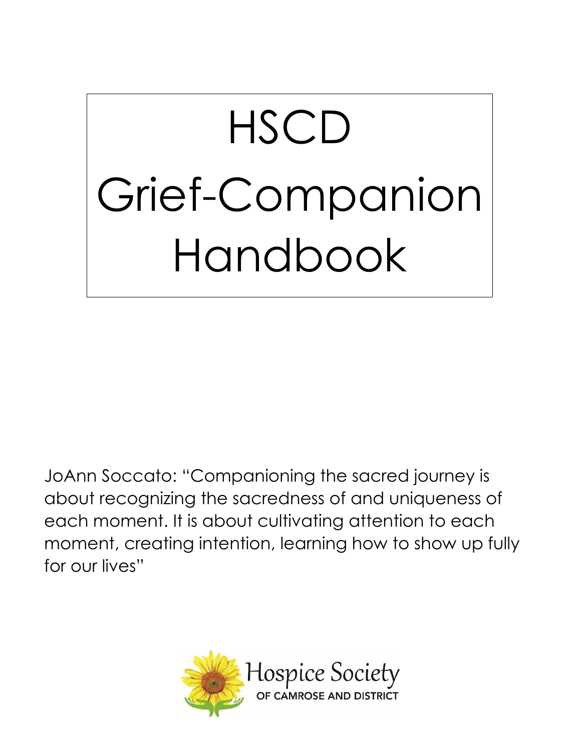# HSCD Grief-Companion Handbook

JoAnn Soccato: "Companioning the sacred journey is about recognizing the sacredness of and uniqueness of each moment. It is about cultivating attention to each moment, creating intention, learning how to show up fully for our lives"

Hospice Society
OF CAMROSE AND DISTRICT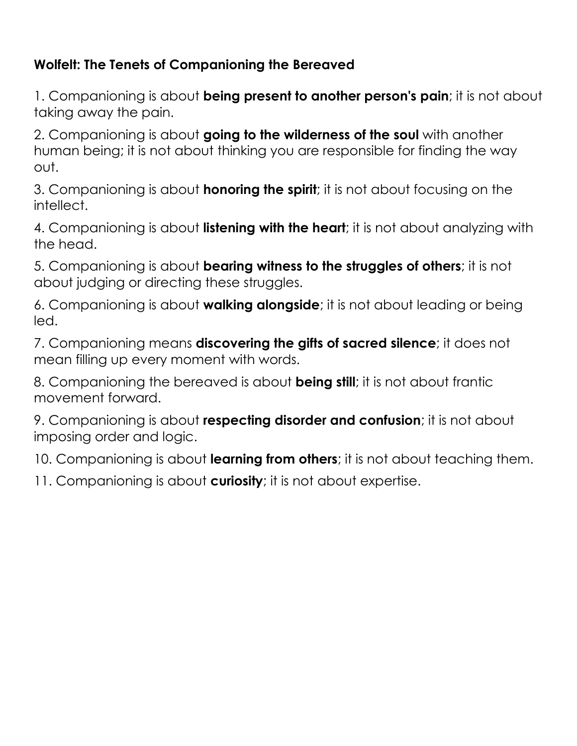**Wolfelt: The Tenets of Companioning the Bereaved**

1. Companioning is about **being present to another person's pain**; it is not about taking away the pain.

2. Companioning is about **going to the wilderness of the soul** with another human being; it is not about thinking you are responsible for finding the way out.

3. Companioning is about **honoring the spirit**; it is not about focusing on the intellect.

4. Companioning is about **listening with the heart**; it is not about analyzing with the head.

5. Companioning is about **bearing witness to the struggles of others**; it is not about judging or directing these struggles.

6. Companioning is about **walking alongside**; it is not about leading or being led.

7. Companioning means **discovering the gifts of sacred silence**; it does not mean filling up every moment with words.

8. Companioning the bereaved is about **being still**; it is not about frantic movement forward.

9. Companioning is about **respecting disorder and confusion**; it is not about imposing order and logic.

10. Companioning is about **learning from others**; it is not about teaching them.

11. Companioning is about **curiosity**; it is not about expertise.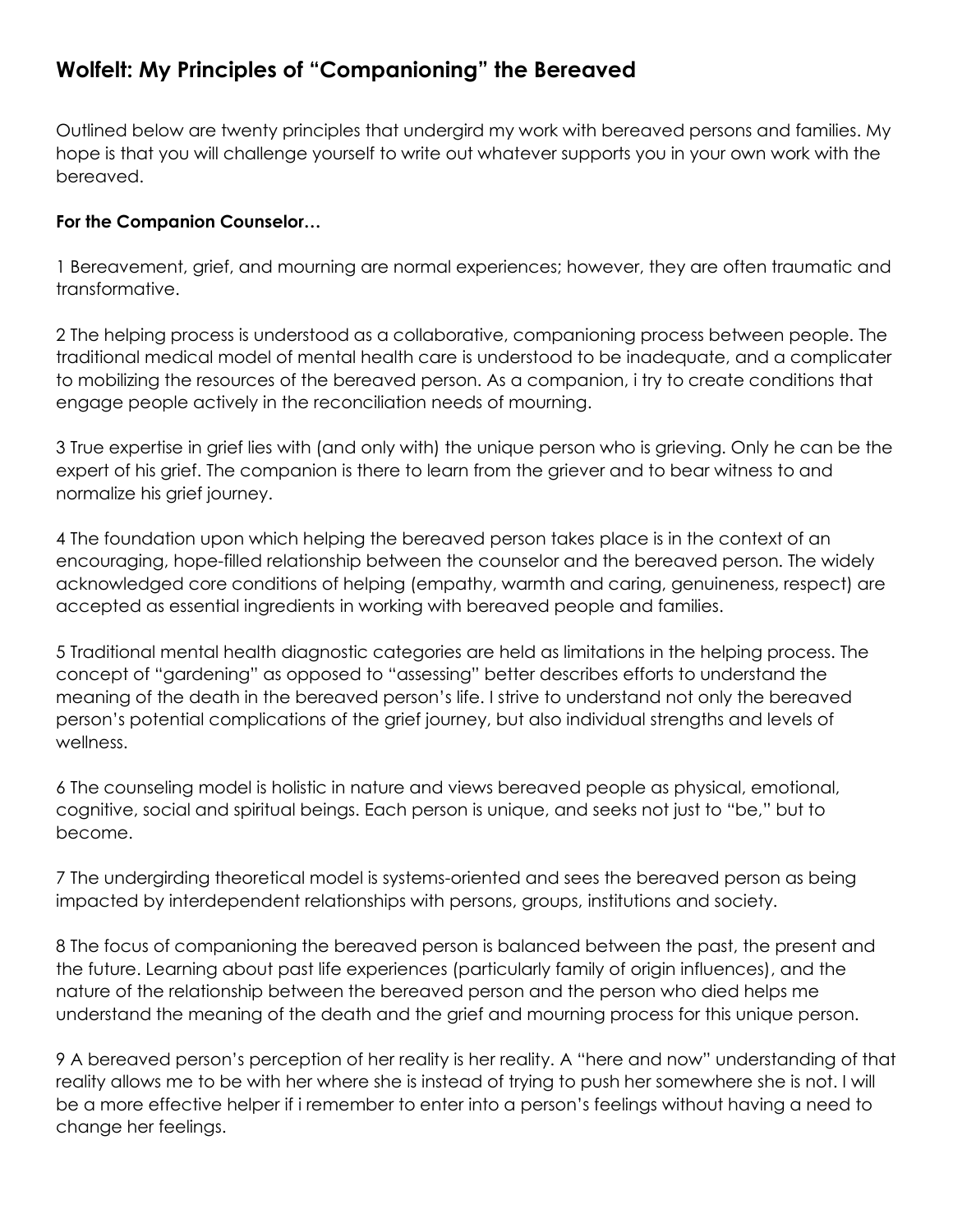## Wolfelt: My Principles of "Companioning" the Bereaved

Outlined below are twenty principles that undergird my work with bereaved persons and families. My hope is that you will challenge yourself to write out whatever supports you in your own work with the bereaved.

**For the Companion Counselor…**

1 Bereavement, grief, and mourning are normal experiences; however, they are often traumatic and transformative.

2 The helping process is understood as a collaborative, companioning process between people. The traditional medical model of mental health care is understood to be inadequate, and a complicater to mobilizing the resources of the bereaved person. As a companion, i try to create conditions that engage people actively in the reconciliation needs of mourning.

3 True expertise in grief lies with (and only with) the unique person who is grieving. Only he can be the expert of his grief. The companion is there to learn from the griever and to bear witness to and normalize his grief journey.

4 The foundation upon which helping the bereaved person takes place is in the context of an encouraging, hope-filled relationship between the counselor and the bereaved person. The widely acknowledged core conditions of helping (empathy, warmth and caring, genuineness, respect) are accepted as essential ingredients in working with bereaved people and families.

5 Traditional mental health diagnostic categories are held as limitations in the helping process. The concept of "gardening" as opposed to "assessing" better describes efforts to understand the meaning of the death in the bereaved person's life. I strive to understand not only the bereaved person's potential complications of the grief journey, but also individual strengths and levels of wellness.

6 The counseling model is holistic in nature and views bereaved people as physical, emotional, cognitive, social and spiritual beings. Each person is unique, and seeks not just to "be," but to become.

7 The undergirding theoretical model is systems-oriented and sees the bereaved person as being impacted by interdependent relationships with persons, groups, institutions and society.

8 The focus of companioning the bereaved person is balanced between the past, the present and the future. Learning about past life experiences (particularly family of origin influences), and the nature of the relationship between the bereaved person and the person who died helps me understand the meaning of the death and the grief and mourning process for this unique person.

9 A bereaved person's perception of her reality is her reality. A "here and now" understanding of that reality allows me to be with her where she is instead of trying to push her somewhere she is not. I will be a more effective helper if i remember to enter into a person's feelings without having a need to change her feelings.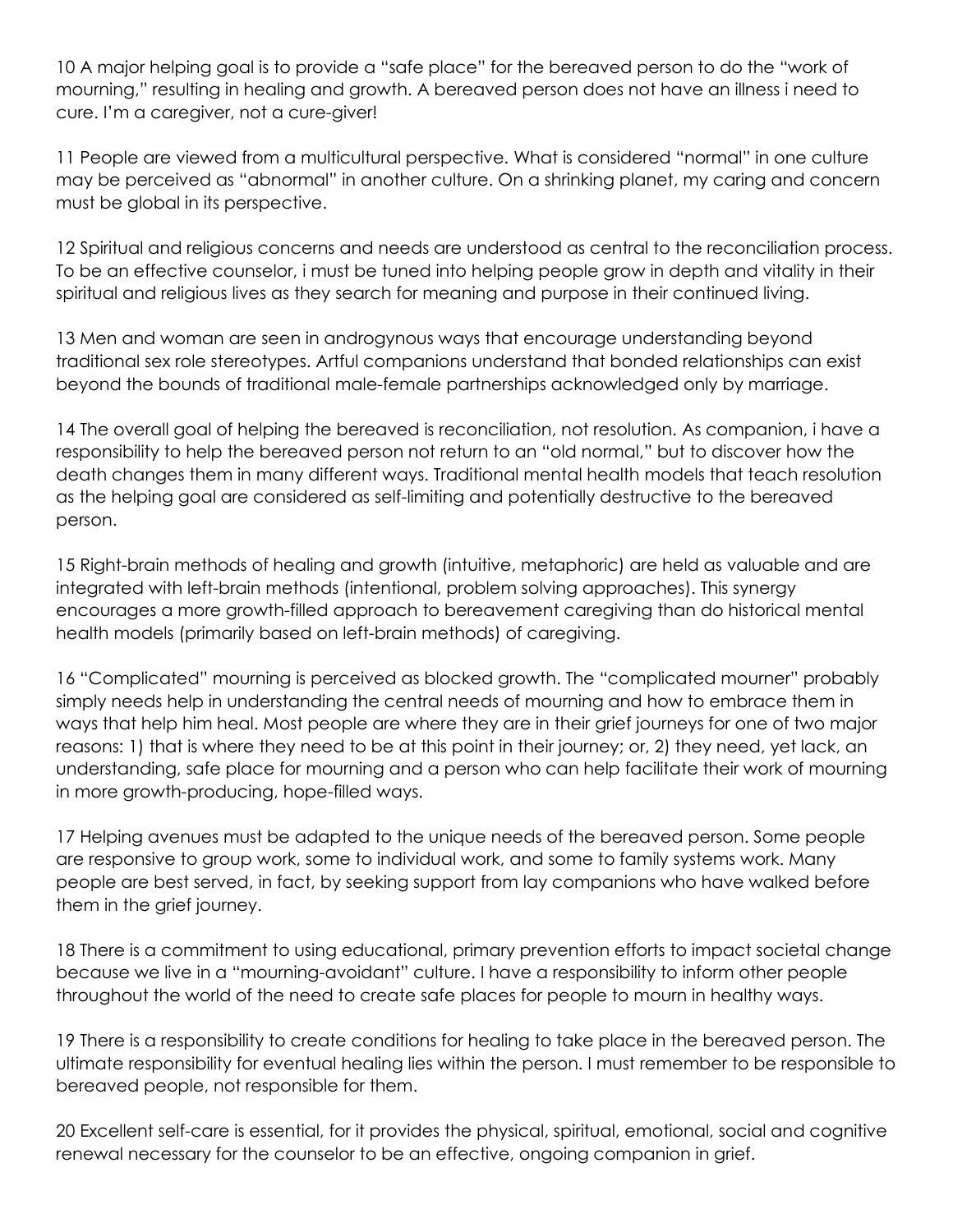10 A major helping goal is to provide a "safe place" for the bereaved person to do the "work of mourning," resulting in healing and growth. A bereaved person does not have an illness i need to cure. I'm a caregiver, not a cure-giver!

11 People are viewed from a multicultural perspective. What is considered "normal" in one culture may be perceived as "abnormal" in another culture. On a shrinking planet, my caring and concern must be global in its perspective.

12 Spiritual and religious concerns and needs are understood as central to the reconciliation process. To be an effective counselor, i must be tuned into helping people grow in depth and vitality in their spiritual and religious lives as they search for meaning and purpose in their continued living.

13 Men and woman are seen in androgynous ways that encourage understanding beyond traditional sex role stereotypes. Artful companions understand that bonded relationships can exist beyond the bounds of traditional male-female partnerships acknowledged only by marriage.

14 The overall goal of helping the bereaved is reconciliation, not resolution. As companion, i have a responsibility to help the bereaved person not return to an "old normal," but to discover how the death changes them in many different ways. Traditional mental health models that teach resolution as the helping goal are considered as self-limiting and potentially destructive to the bereaved person.

15 Right-brain methods of healing and growth (intuitive, metaphoric) are held as valuable and are integrated with left-brain methods (intentional, problem solving approaches). This synergy encourages a more growth-filled approach to bereavement caregiving than do historical mental health models (primarily based on left-brain methods) of caregiving.

16 "Complicated" mourning is perceived as blocked growth. The "complicated mourner" probably simply needs help in understanding the central needs of mourning and how to embrace them in ways that help him heal. Most people are where they are in their grief journeys for one of two major reasons: 1) that is where they need to be at this point in their journey; or, 2) they need, yet lack, an understanding, safe place for mourning and a person who can help facilitate their work of mourning in more growth-producing, hope-filled ways.

17 Helping avenues must be adapted to the unique needs of the bereaved person. Some people are responsive to group work, some to individual work, and some to family systems work. Many people are best served, in fact, by seeking support from lay companions who have walked before them in the grief journey.

18 There is a commitment to using educational, primary prevention efforts to impact societal change because we live in a "mourning-avoidant" culture. I have a responsibility to inform other people throughout the world of the need to create safe places for people to mourn in healthy ways.

19 There is a responsibility to create conditions for healing to take place in the bereaved person. The ultimate responsibility for eventual healing lies within the person. I must remember to be responsible to bereaved people, not responsible for them.

20 Excellent self-care is essential, for it provides the physical, spiritual, emotional, social and cognitive renewal necessary for the counselor to be an effective, ongoing companion in grief.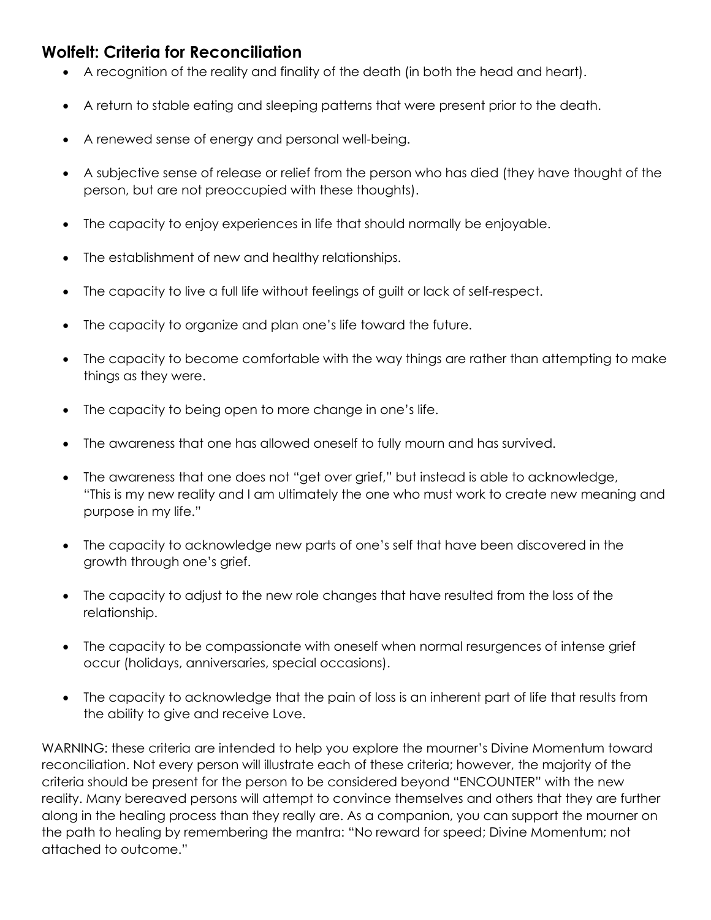## Wolfelt: Criteria for Reconciliation

- A recognition of the reality and finality of the death (in both the head and heart).
- A return to stable eating and sleeping patterns that were present prior to the death.
- A renewed sense of energy and personal well-being.
- A subjective sense of release or relief from the person who has died (they have thought of the person, but are not preoccupied with these thoughts).
- The capacity to enjoy experiences in life that should normally be enjoyable.
- The establishment of new and healthy relationships.
- The capacity to live a full life without feelings of guilt or lack of self-respect.
- The capacity to organize and plan one's life toward the future.
- The capacity to become comfortable with the way things are rather than attempting to make things as they were.
- The capacity to being open to more change in one's life.
- The awareness that one has allowed oneself to fully mourn and has survived.
- The awareness that one does not "get over grief," but instead is able to acknowledge, "This is my new reality and I am ultimately the one who must work to create new meaning and purpose in my life."
- The capacity to acknowledge new parts of one's self that have been discovered in the growth through one's grief.
- The capacity to adjust to the new role changes that have resulted from the loss of the relationship.
- The capacity to be compassionate with oneself when normal resurgences of intense grief occur (holidays, anniversaries, special occasions).
- The capacity to acknowledge that the pain of loss is an inherent part of life that results from the ability to give and receive Love.

WARNING: these criteria are intended to help you explore the mourner's Divine Momentum toward reconciliation. Not every person will illustrate each of these criteria; however, the majority of the criteria should be present for the person to be considered beyond "ENCOUNTER" with the new reality. Many bereaved persons will attempt to convince themselves and others that they are further along in the healing process than they really are. As a companion, you can support the mourner on the path to healing by remembering the mantra: "No reward for speed; Divine Momentum; not attached to outcome."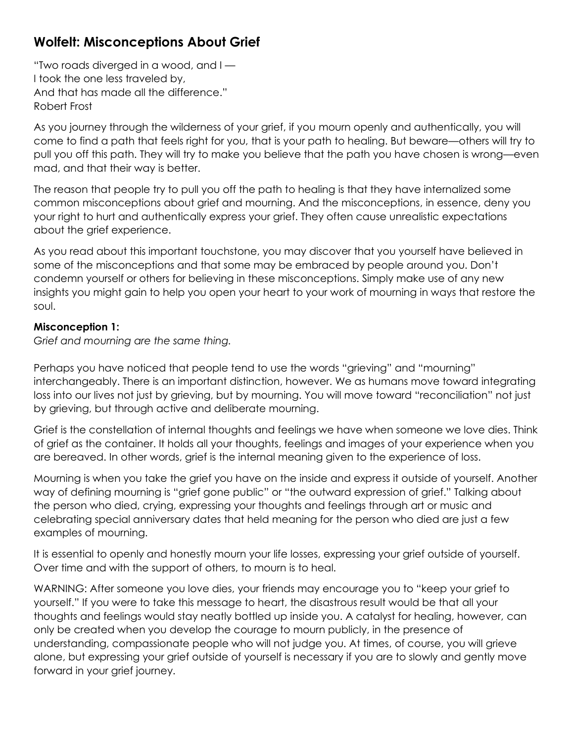## Wolfelt: Misconceptions About Grief

"Two roads diverged in a wood, and I —
I took the one less traveled by,
And that has made all the difference."
Robert Frost

As you journey through the wilderness of your grief, if you mourn openly and authentically, you will come to find a path that feels right for you, that is your path to healing. But beware—others will try to pull you off this path. They will try to make you believe that the path you have chosen is wrong—even mad, and that their way is better.

The reason that people try to pull you off the path to healing is that they have internalized some common misconceptions about grief and mourning. And the misconceptions, in essence, deny you your right to hurt and authentically express your grief. They often cause unrealistic expectations about the grief experience.

As you read about this important touchstone, you may discover that you yourself have believed in some of the misconceptions and that some may be embraced by people around you. Don't condemn yourself or others for believing in these misconceptions. Simply make use of any new insights you might gain to help you open your heart to your work of mourning in ways that restore the soul.

**Misconception 1:**
*Grief and mourning are the same thing.*

Perhaps you have noticed that people tend to use the words "grieving" and "mourning" interchangeably. There is an important distinction, however. We as humans move toward integrating loss into our lives not just by grieving, but by mourning. You will move toward "reconciliation" not just by grieving, but through active and deliberate mourning.

Grief is the constellation of internal thoughts and feelings we have when someone we love dies. Think of grief as the container. It holds all your thoughts, feelings and images of your experience when you are bereaved. In other words, grief is the internal meaning given to the experience of loss.

Mourning is when you take the grief you have on the inside and express it outside of yourself. Another way of defining mourning is "grief gone public" or "the outward expression of grief." Talking about the person who died, crying, expressing your thoughts and feelings through art or music and celebrating special anniversary dates that held meaning for the person who died are just a few examples of mourning.

It is essential to openly and honestly mourn your life losses, expressing your grief outside of yourself. Over time and with the support of others, to mourn is to heal.

WARNING: After someone you love dies, your friends may encourage you to "keep your grief to yourself." If you were to take this message to heart, the disastrous result would be that all your thoughts and feelings would stay neatly bottled up inside you. A catalyst for healing, however, can only be created when you develop the courage to mourn publicly, in the presence of understanding, compassionate people who will not judge you. At times, of course, you will grieve alone, but expressing your grief outside of yourself is necessary if you are to slowly and gently move forward in your grief journey.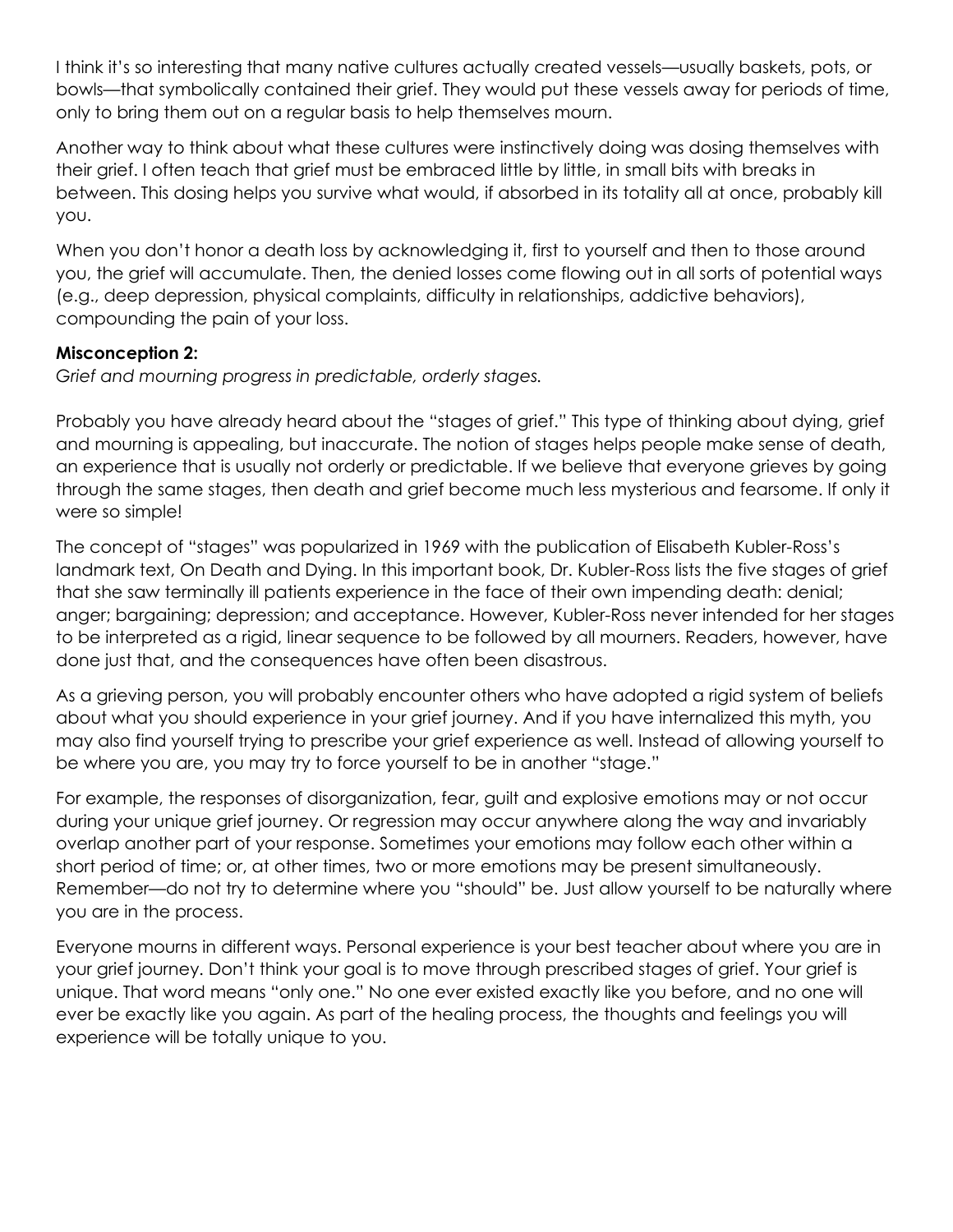I think it's so interesting that many native cultures actually created vessels—usually baskets, pots, or bowls—that symbolically contained their grief. They would put these vessels away for periods of time, only to bring them out on a regular basis to help themselves mourn.

Another way to think about what these cultures were instinctively doing was dosing themselves with their grief. I often teach that grief must be embraced little by little, in small bits with breaks in between. This dosing helps you survive what would, if absorbed in its totality all at once, probably kill you.

When you don't honor a death loss by acknowledging it, first to yourself and then to those around you, the grief will accumulate. Then, the denied losses come flowing out in all sorts of potential ways (e.g., deep depression, physical complaints, difficulty in relationships, addictive behaviors), compounding the pain of your loss.

**Misconception 2:**
*Grief and mourning progress in predictable, orderly stages.*

Probably you have already heard about the "stages of grief." This type of thinking about dying, grief and mourning is appealing, but inaccurate. The notion of stages helps people make sense of death, an experience that is usually not orderly or predictable. If we believe that everyone grieves by going through the same stages, then death and grief become much less mysterious and fearsome. If only it were so simple!

The concept of "stages" was popularized in 1969 with the publication of Elisabeth Kubler-Ross's landmark text, On Death and Dying. In this important book, Dr. Kubler-Ross lists the five stages of grief that she saw terminally ill patients experience in the face of their own impending death: denial; anger; bargaining; depression; and acceptance. However, Kubler-Ross never intended for her stages to be interpreted as a rigid, linear sequence to be followed by all mourners. Readers, however, have done just that, and the consequences have often been disastrous.

As a grieving person, you will probably encounter others who have adopted a rigid system of beliefs about what you should experience in your grief journey. And if you have internalized this myth, you may also find yourself trying to prescribe your grief experience as well. Instead of allowing yourself to be where you are, you may try to force yourself to be in another "stage."

For example, the responses of disorganization, fear, guilt and explosive emotions may or not occur during your unique grief journey. Or regression may occur anywhere along the way and invariably overlap another part of your response. Sometimes your emotions may follow each other within a short period of time; or, at other times, two or more emotions may be present simultaneously. Remember—do not try to determine where you "should" be. Just allow yourself to be naturally where you are in the process.

Everyone mourns in different ways. Personal experience is your best teacher about where you are in your grief journey. Don't think your goal is to move through prescribed stages of grief. Your grief is unique. That word means "only one." No one ever existed exactly like you before, and no one will ever be exactly like you again. As part of the healing process, the thoughts and feelings you will experience will be totally unique to you.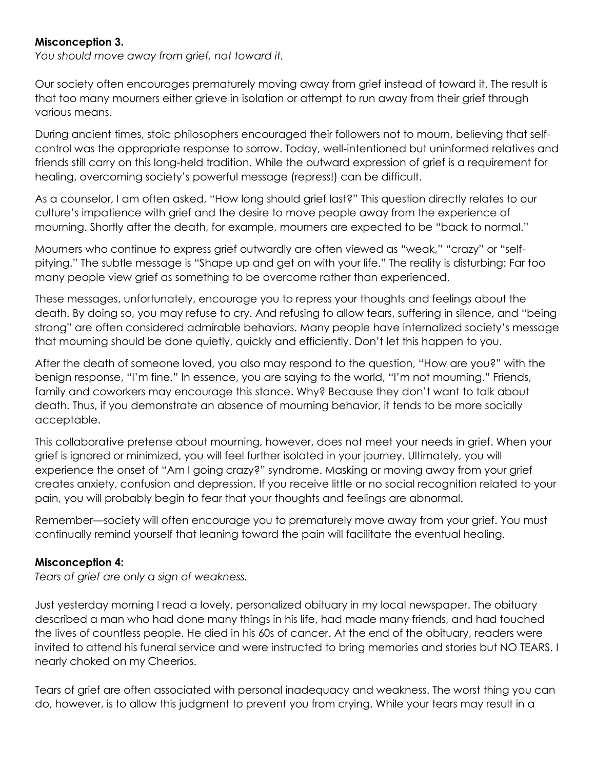**Misconception 3.**

*You should move away from grief, not toward it.*

Our society often encourages prematurely moving away from grief instead of toward it. The result is that too many mourners either grieve in isolation or attempt to run away from their grief through various means.

During ancient times, stoic philosophers encouraged their followers not to mourn, believing that self-control was the appropriate response to sorrow. Today, well-intentioned but uninformed relatives and friends still carry on this long-held tradition. While the outward expression of grief is a requirement for healing, overcoming society's powerful message (repress!) can be difficult.

As a counselor, I am often asked, "How long should grief last?" This question directly relates to our culture's impatience with grief and the desire to move people away from the experience of mourning. Shortly after the death, for example, mourners are expected to be "back to normal."

Mourners who continue to express grief outwardly are often viewed as "weak," "crazy" or "self-pitying." The subtle message is "Shape up and get on with your life." The reality is disturbing: Far too many people view grief as something to be overcome rather than experienced.

These messages, unfortunately, encourage you to repress your thoughts and feelings about the death. By doing so, you may refuse to cry. And refusing to allow tears, suffering in silence, and "being strong" are often considered admirable behaviors. Many people have internalized society's message that mourning should be done quietly, quickly and efficiently. Don't let this happen to you.

After the death of someone loved, you also may respond to the question, "How are you?" with the benign response, "I'm fine." In essence, you are saying to the world, "I'm not mourning." Friends, family and coworkers may encourage this stance. Why? Because they don't want to talk about death. Thus, if you demonstrate an absence of mourning behavior, it tends to be more socially acceptable.

This collaborative pretense about mourning, however, does not meet your needs in grief. When your grief is ignored or minimized, you will feel further isolated in your journey. Ultimately, you will experience the onset of "Am I going crazy?" syndrome. Masking or moving away from your grief creates anxiety, confusion and depression. If you receive little or no social recognition related to your pain, you will probably begin to fear that your thoughts and feelings are abnormal.

Remember—society will often encourage you to prematurely move away from your grief. You must continually remind yourself that leaning toward the pain will facilitate the eventual healing.

**Misconception 4:**

*Tears of grief are only a sign of weakness.*

Just yesterday morning I read a lovely, personalized obituary in my local newspaper. The obituary described a man who had done many things in his life, had made many friends, and had touched the lives of countless people. He died in his 60s of cancer. At the end of the obituary, readers were invited to attend his funeral service and were instructed to bring memories and stories but NO TEARS. I nearly choked on my Cheerios.

Tears of grief are often associated with personal inadequacy and weakness. The worst thing you can do, however, is to allow this judgment to prevent you from crying. While your tears may result in a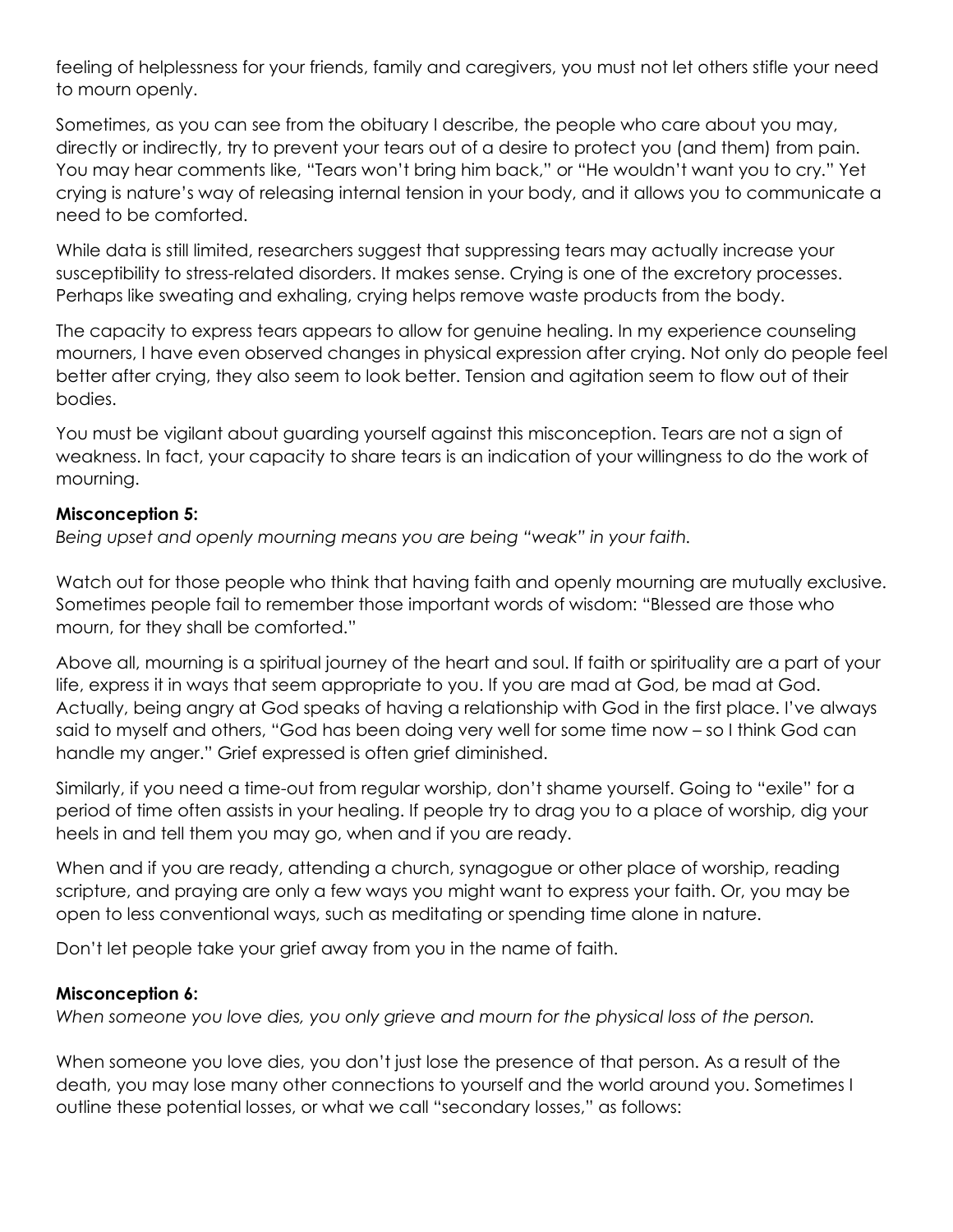feeling of helplessness for your friends, family and caregivers, you must not let others stifle your need to mourn openly.

Sometimes, as you can see from the obituary I describe, the people who care about you may, directly or indirectly, try to prevent your tears out of a desire to protect you (and them) from pain. You may hear comments like, "Tears won't bring him back," or "He wouldn't want you to cry." Yet crying is nature's way of releasing internal tension in your body, and it allows you to communicate a need to be comforted.

While data is still limited, researchers suggest that suppressing tears may actually increase your susceptibility to stress-related disorders. It makes sense. Crying is one of the excretory processes. Perhaps like sweating and exhaling, crying helps remove waste products from the body.

The capacity to express tears appears to allow for genuine healing. In my experience counseling mourners, I have even observed changes in physical expression after crying. Not only do people feel better after crying, they also seem to look better. Tension and agitation seem to flow out of their bodies.

You must be vigilant about guarding yourself against this misconception. Tears are not a sign of weakness. In fact, your capacity to share tears is an indication of your willingness to do the work of mourning.

**Misconception 5:**
*Being upset and openly mourning means you are being "weak" in your faith.*

Watch out for those people who think that having faith and openly mourning are mutually exclusive. Sometimes people fail to remember those important words of wisdom: "Blessed are those who mourn, for they shall be comforted."

Above all, mourning is a spiritual journey of the heart and soul. If faith or spirituality are a part of your life, express it in ways that seem appropriate to you. If you are mad at God, be mad at God. Actually, being angry at God speaks of having a relationship with God in the first place. I've always said to myself and others, "God has been doing very well for some time now – so I think God can handle my anger." Grief expressed is often grief diminished.

Similarly, if you need a time-out from regular worship, don't shame yourself. Going to "exile" for a period of time often assists in your healing. If people try to drag you to a place of worship, dig your heels in and tell them you may go, when and if you are ready.

When and if you are ready, attending a church, synagogue or other place of worship, reading scripture, and praying are only a few ways you might want to express your faith. Or, you may be open to less conventional ways, such as meditating or spending time alone in nature.

Don't let people take your grief away from you in the name of faith.

**Misconception 6:**
*When someone you love dies, you only grieve and mourn for the physical loss of the person.*

When someone you love dies, you don't just lose the presence of that person. As a result of the death, you may lose many other connections to yourself and the world around you. Sometimes I outline these potential losses, or what we call "secondary losses," as follows: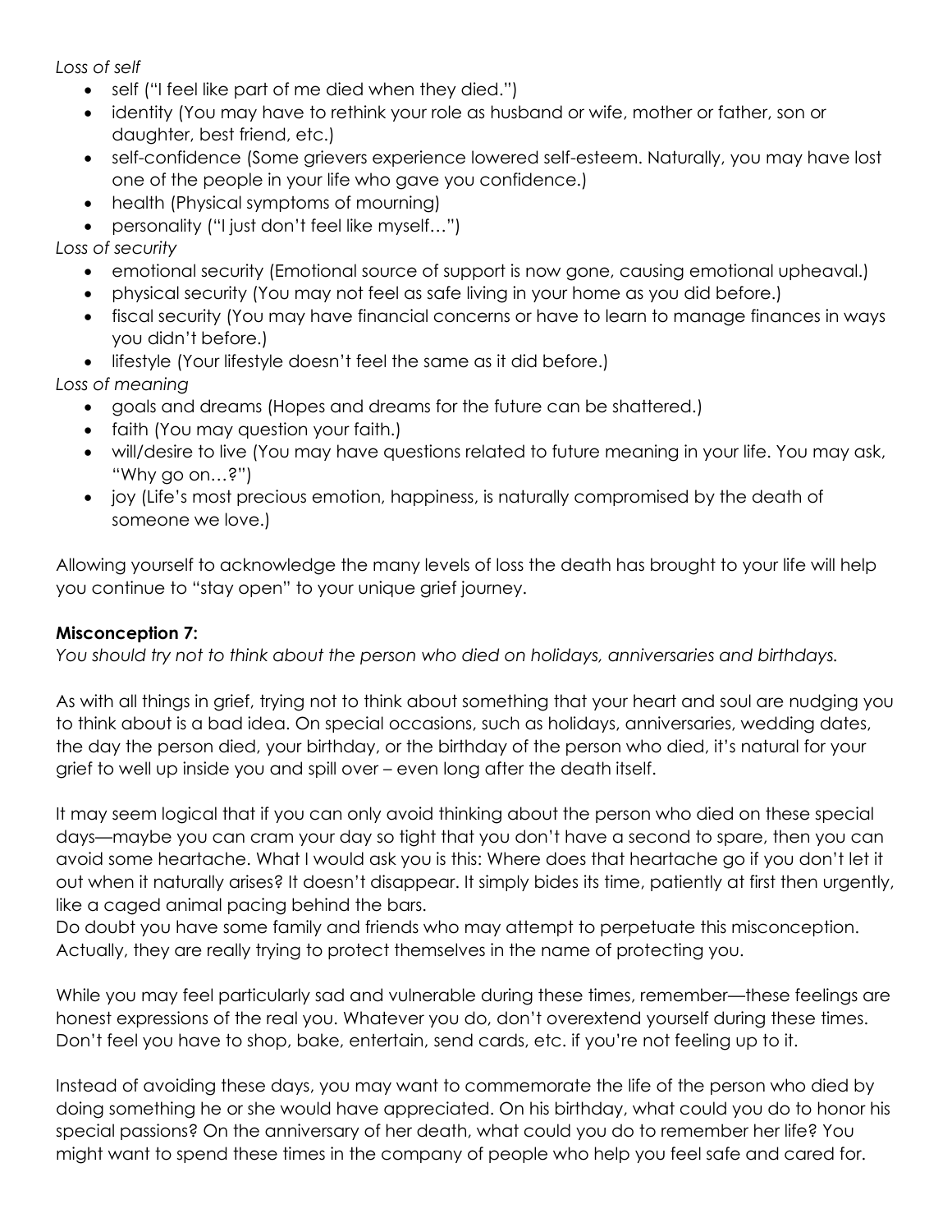*Loss of self*

- self ("I feel like part of me died when they died.")
- identity (You may have to rethink your role as husband or wife, mother or father, son or daughter, best friend, etc.)
- self-confidence (Some grievers experience lowered self-esteem. Naturally, you may have lost one of the people in your life who gave you confidence.)
- health (Physical symptoms of mourning)
- personality ("I just don't feel like myself…")

*Loss of security*

- emotional security (Emotional source of support is now gone, causing emotional upheaval.)
- physical security (You may not feel as safe living in your home as you did before.)
- fiscal security (You may have financial concerns or have to learn to manage finances in ways you didn't before.)
- lifestyle (Your lifestyle doesn't feel the same as it did before.)

*Loss of meaning*

- goals and dreams (Hopes and dreams for the future can be shattered.)
- faith (You may question your faith.)
- will/desire to live (You may have questions related to future meaning in your life. You may ask, "Why go on…?")
- joy (Life's most precious emotion, happiness, is naturally compromised by the death of someone we love.)

Allowing yourself to acknowledge the many levels of loss the death has brought to your life will help you continue to "stay open" to your unique grief journey.

**Misconception 7:**
*You should try not to think about the person who died on holidays, anniversaries and birthdays.*

As with all things in grief, trying not to think about something that your heart and soul are nudging you to think about is a bad idea. On special occasions, such as holidays, anniversaries, wedding dates, the day the person died, your birthday, or the birthday of the person who died, it's natural for your grief to well up inside you and spill over – even long after the death itself.

It may seem logical that if you can only avoid thinking about the person who died on these special days—maybe you can cram your day so tight that you don't have a second to spare, then you can avoid some heartache. What I would ask you is this: Where does that heartache go if you don't let it out when it naturally arises? It doesn't disappear. It simply bides its time, patiently at first then urgently, like a caged animal pacing behind the bars.
Do doubt you have some family and friends who may attempt to perpetuate this misconception. Actually, they are really trying to protect themselves in the name of protecting you.

While you may feel particularly sad and vulnerable during these times, remember—these feelings are honest expressions of the real you. Whatever you do, don't overextend yourself during these times. Don't feel you have to shop, bake, entertain, send cards, etc. if you're not feeling up to it.

Instead of avoiding these days, you may want to commemorate the life of the person who died by doing something he or she would have appreciated. On his birthday, what could you do to honor his special passions? On the anniversary of her death, what could you do to remember her life? You might want to spend these times in the company of people who help you feel safe and cared for.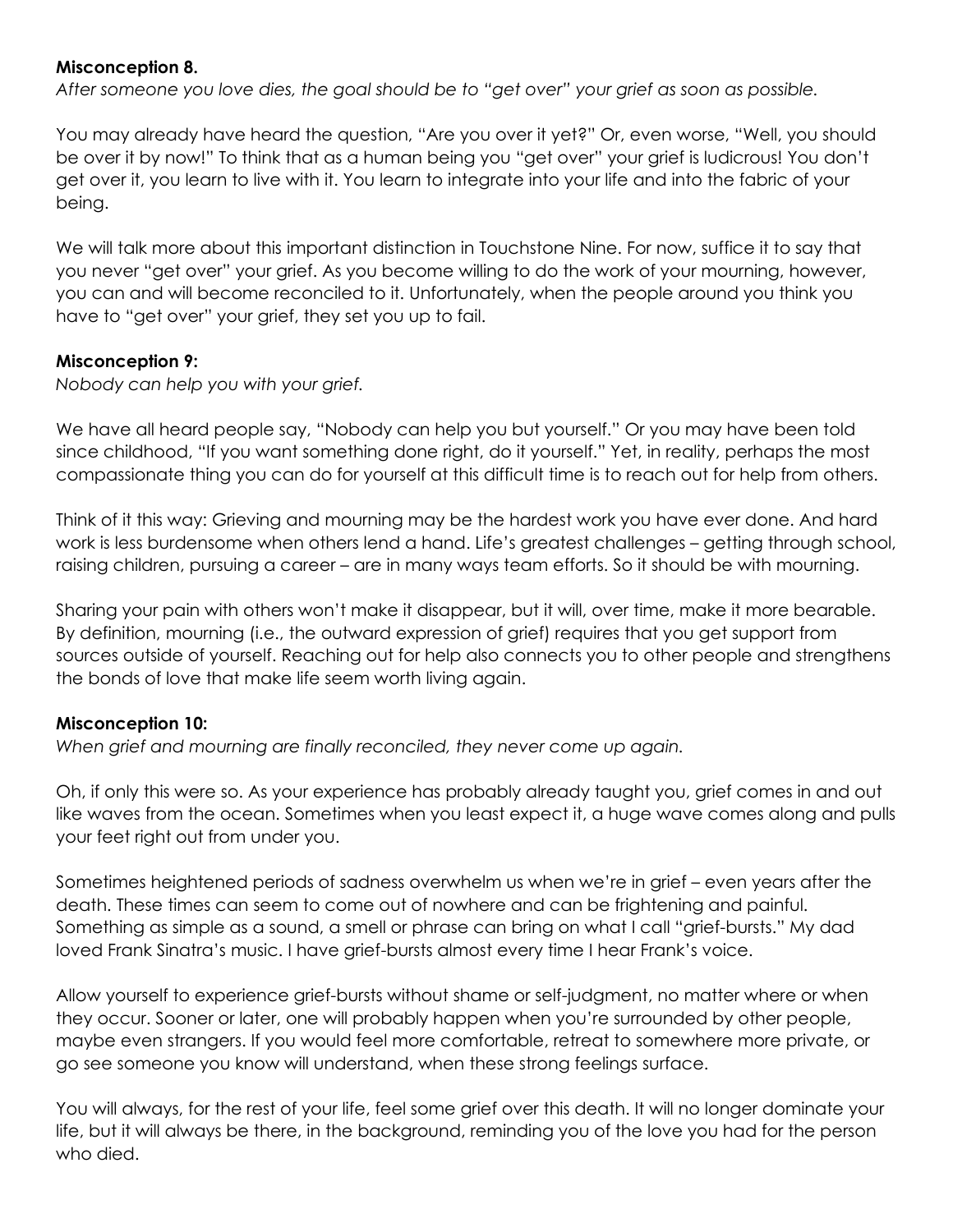**Misconception 8.**
*After someone you love dies, the goal should be to "get over" your grief as soon as possible.*

You may already have heard the question, "Are you over it yet?" Or, even worse, "Well, you should be over it by now!" To think that as a human being you "get over" your grief is ludicrous! You don't get over it, you learn to live with it. You learn to integrate into your life and into the fabric of your being.

We will talk more about this important distinction in Touchstone Nine. For now, suffice it to say that you never "get over" your grief. As you become willing to do the work of your mourning, however, you can and will become reconciled to it. Unfortunately, when the people around you think you have to "get over" your grief, they set you up to fail.

**Misconception 9:**
*Nobody can help you with your grief.*

We have all heard people say, "Nobody can help you but yourself." Or you may have been told since childhood, "If you want something done right, do it yourself." Yet, in reality, perhaps the most compassionate thing you can do for yourself at this difficult time is to reach out for help from others.

Think of it this way: Grieving and mourning may be the hardest work you have ever done. And hard work is less burdensome when others lend a hand. Life's greatest challenges – getting through school, raising children, pursuing a career – are in many ways team efforts. So it should be with mourning.

Sharing your pain with others won't make it disappear, but it will, over time, make it more bearable. By definition, mourning (i.e., the outward expression of grief) requires that you get support from sources outside of yourself. Reaching out for help also connects you to other people and strengthens the bonds of love that make life seem worth living again.

**Misconception 10:**
*When grief and mourning are finally reconciled, they never come up again.*

Oh, if only this were so. As your experience has probably already taught you, grief comes in and out like waves from the ocean. Sometimes when you least expect it, a huge wave comes along and pulls your feet right out from under you.

Sometimes heightened periods of sadness overwhelm us when we're in grief – even years after the death. These times can seem to come out of nowhere and can be frightening and painful. Something as simple as a sound, a smell or phrase can bring on what I call "grief-bursts." My dad loved Frank Sinatra's music. I have grief-bursts almost every time I hear Frank's voice.

Allow yourself to experience grief-bursts without shame or self-judgment, no matter where or when they occur. Sooner or later, one will probably happen when you're surrounded by other people, maybe even strangers. If you would feel more comfortable, retreat to somewhere more private, or go see someone you know will understand, when these strong feelings surface.

You will always, for the rest of your life, feel some grief over this death. It will no longer dominate your life, but it will always be there, in the background, reminding you of the love you had for the person who died.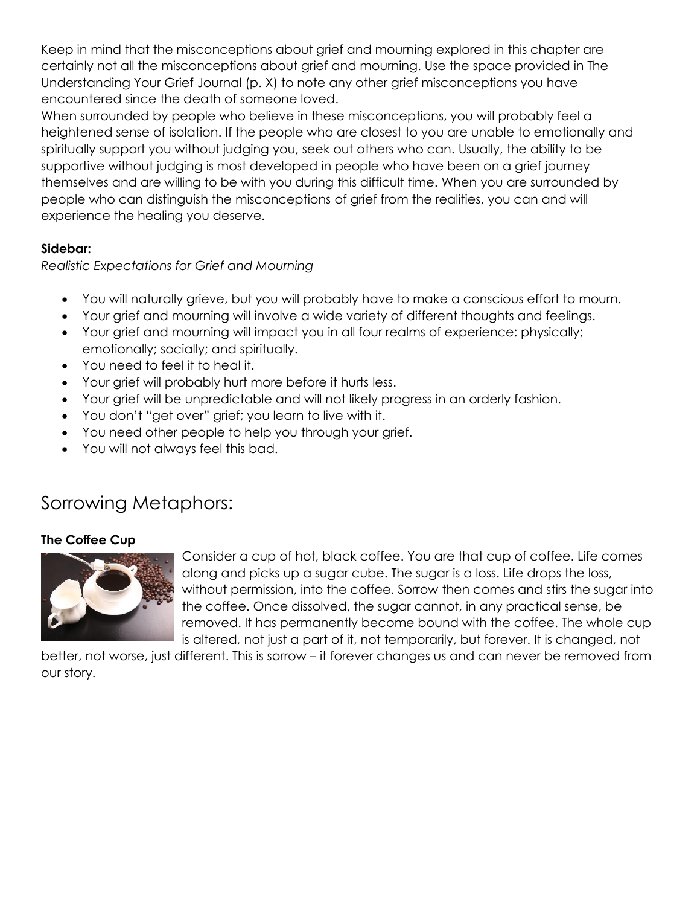Keep in mind that the misconceptions about grief and mourning explored in this chapter are certainly not all the misconceptions about grief and mourning. Use the space provided in The Understanding Your Grief Journal (p. X) to note any other grief misconceptions you have encountered since the death of someone loved.

When surrounded by people who believe in these misconceptions, you will probably feel a heightened sense of isolation. If the people who are closest to you are unable to emotionally and spiritually support you without judging you, seek out others who can. Usually, the ability to be supportive without judging is most developed in people who have been on a grief journey themselves and are willing to be with you during this difficult time. When you are surrounded by people who can distinguish the misconceptions of grief from the realities, you can and will experience the healing you deserve.

**Sidebar:**

*Realistic Expectations for Grief and Mourning*

- You will naturally grieve, but you will probably have to make a conscious effort to mourn.
- Your grief and mourning will involve a wide variety of different thoughts and feelings.
- Your grief and mourning will impact you in all four realms of experience: physically; emotionally; socially; and spiritually.
- You need to feel it to heal it.
- Your grief will probably hurt more before it hurts less.
- Your grief will be unpredictable and will not likely progress in an orderly fashion.
- You don't "get over" grief; you learn to live with it.
- You need other people to help you through your grief.
- You will not always feel this bad.

## Sorrowing Metaphors:

**The Coffee Cup**

Consider a cup of hot, black coffee. You are that cup of coffee. Life comes along and picks up a sugar cube. The sugar is a loss. Life drops the loss, without permission, into the coffee. Sorrow then comes and stirs the sugar into the coffee. Once dissolved, the sugar cannot, in any practical sense, be removed. It has permanently become bound with the coffee. The whole cup is altered, not just a part of it, not temporarily, but forever. It is changed, not better, not worse, just different. This is sorrow – it forever changes us and can never be removed from our story.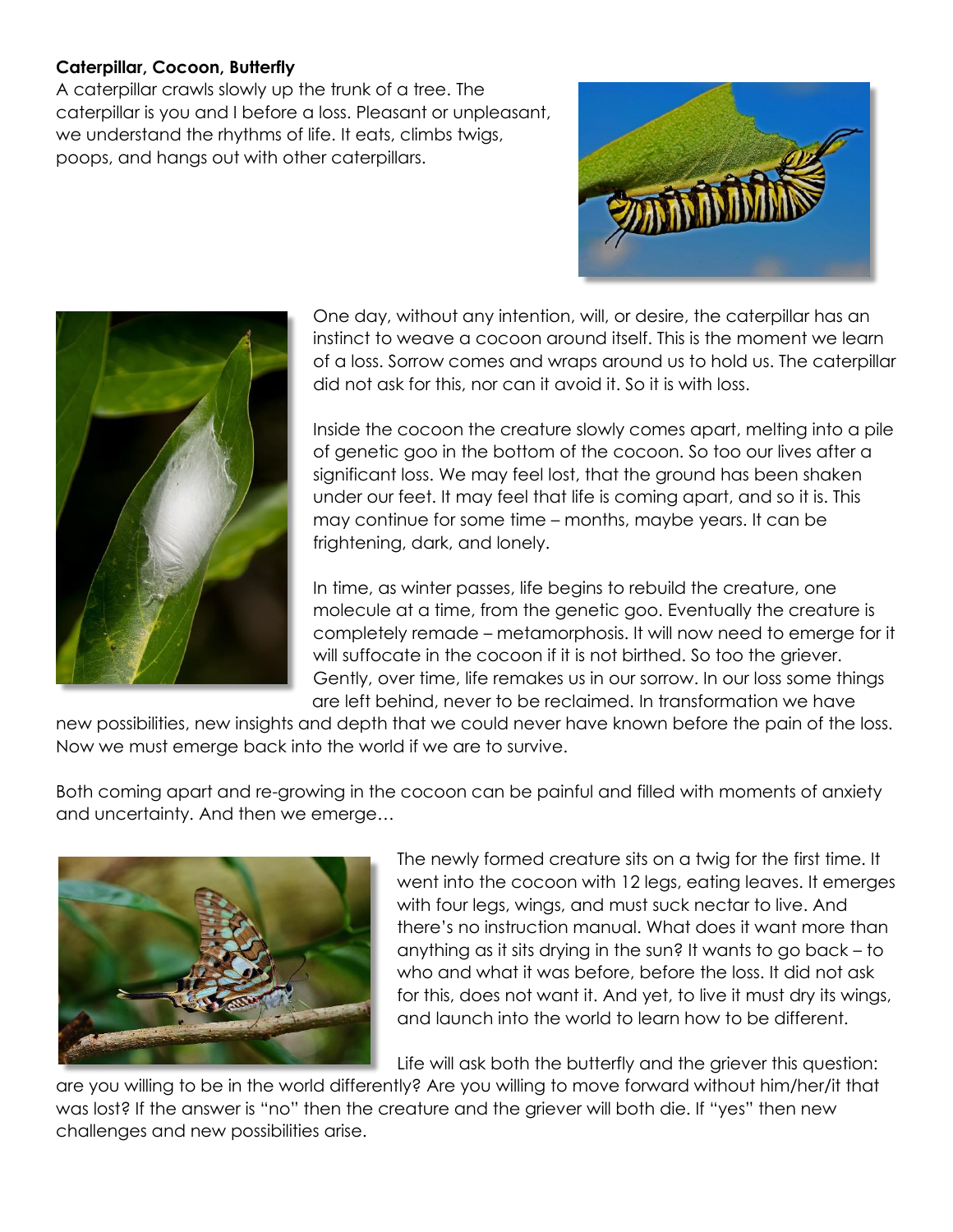**Caterpillar, Cocoon, Butterfly**

A caterpillar crawls slowly up the trunk of a tree. The caterpillar is you and I before a loss. Pleasant or unpleasant, we understand the rhythms of life. It eats, climbs twigs, poops, and hangs out with other caterpillars.

One day, without any intention, will, or desire, the caterpillar has an instinct to weave a cocoon around itself. This is the moment we learn of a loss. Sorrow comes and wraps around us to hold us. The caterpillar did not ask for this, nor can it avoid it. So it is with loss.

Inside the cocoon the creature slowly comes apart, melting into a pile of genetic goo in the bottom of the cocoon. So too our lives after a significant loss. We may feel lost, that the ground has been shaken under our feet. It may feel that life is coming apart, and so it is. This may continue for some time – months, maybe years. It can be frightening, dark, and lonely.

In time, as winter passes, life begins to rebuild the creature, one molecule at a time, from the genetic goo. Eventually the creature is completely remade – metamorphosis. It will now need to emerge for it will suffocate in the cocoon if it is not birthed. So too the griever. Gently, over time, life remakes us in our sorrow. In our loss some things are left behind, never to be reclaimed. In transformation we have new possibilities, new insights and depth that we could never have known before the pain of the loss. Now we must emerge back into the world if we are to survive.

Both coming apart and re-growing in the cocoon can be painful and filled with moments of anxiety and uncertainty. And then we emerge…

The newly formed creature sits on a twig for the first time. It went into the cocoon with 12 legs, eating leaves. It emerges with four legs, wings, and must suck nectar to live. And there's no instruction manual. What does it want more than anything as it sits drying in the sun? It wants to go back – to who and what it was before, before the loss. It did not ask for this, does not want it. And yet, to live it must dry its wings, and launch into the world to learn how to be different.

Life will ask both the butterfly and the griever this question: are you willing to be in the world differently? Are you willing to move forward without him/her/it that was lost? If the answer is "no" then the creature and the griever will both die. If "yes" then new challenges and new possibilities arise.